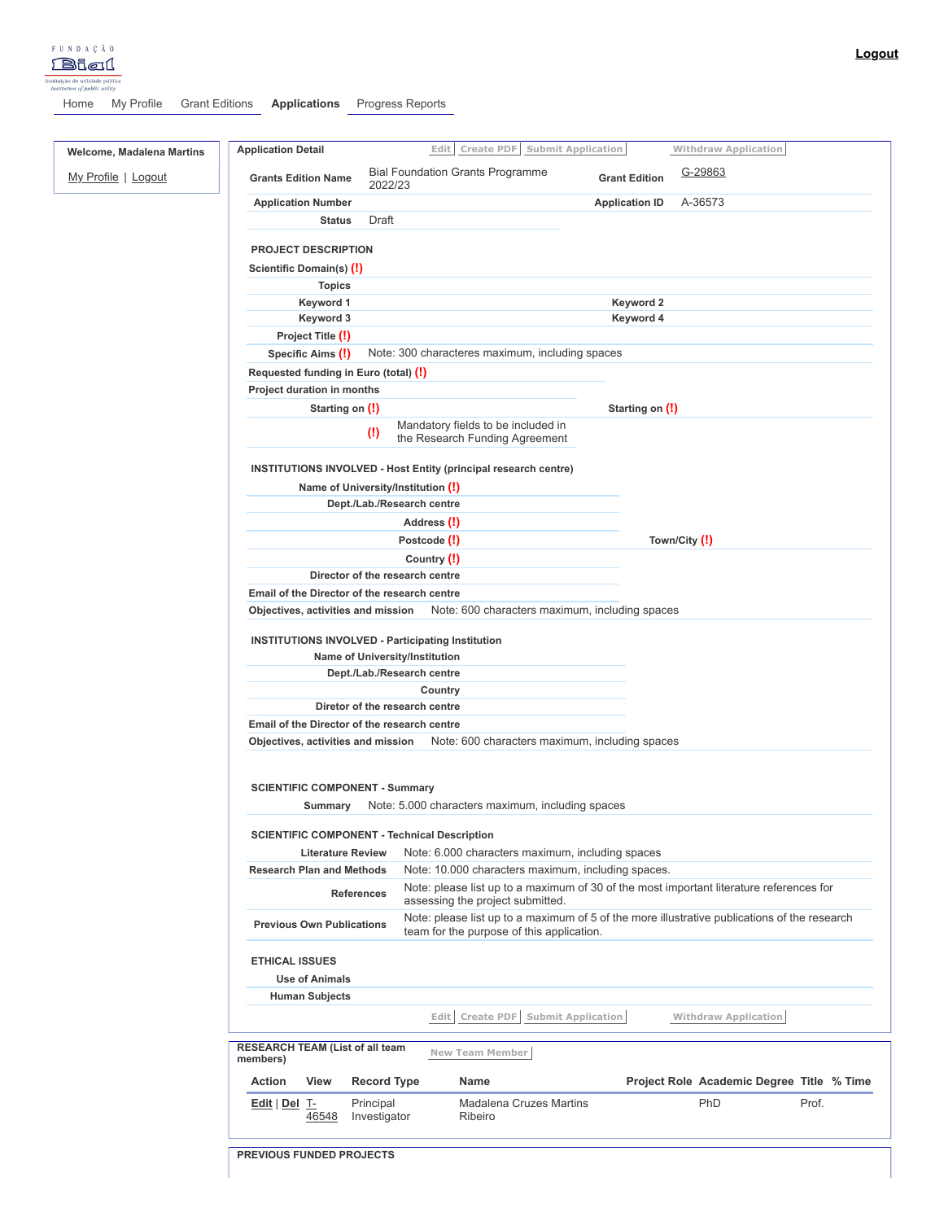FUNDAÇÃO Bial
Instituição de utilidade pública
Institution of public utility

Home | My Profile | Grant Editions | **Applications** | Progress Reports

**Logout**

**Welcome, Madalena Martins**

My Profile | Logout

**Application Detail** — Edit | Create PDF | Submit Application | Withdraw Application

| | | | |
|---|---|---|---|
| **Grants Edition Name** | Bial Foundation Grants Programme 2022/23 | **Grant Edition** | G-29863 |
| **Application Number** | | **Application ID** | A-36573 |
| **Status** | Draft | | |

**PROJECT DESCRIPTION**

| | | | |
|---|---|---|---|
| **Scientific Domain(s) (!)** | | | |
| **Topics** | | | |
| **Keyword 1** | | **Keyword 2** | |
| **Keyword 3** | | **Keyword 4** | |
| **Project Title (!)** | | | |
| **Specific Aims (!)** | Note: 300 characteres maximum, including spaces | | |
| **Requested funding in Euro (total) (!)** | | | |
| **Project duration in months** | | | |
| **Starting on (!)** | | **Starting on (!)** | |
| (!) | Mandatory fields to be included in the Research Funding Agreement | | |

**INSTITUTIONS INVOLVED - Host Entity (principal research centre)**

| | | | |
|---|---|---|---|
| **Name of University/Institution (!)** | | | |
| **Dept./Lab./Research centre** | | | |
| **Address (!)** | | | |
| **Postcode (!)** | | **Town/City (!)** | |
| **Country (!)** | | | |
| **Director of the research centre** | | | |
| **Email of the Director of the research centre** | | | |
| **Objectives, activities and mission** | Note: 600 characters maximum, including spaces | | |

**INSTITUTIONS INVOLVED - Participating Institution**

| | |
|---|---|
| **Name of University/Institution** | |
| **Dept./Lab./Research centre** | |
| **Country** | |
| **Diretor of the research centre** | |
| **Email of the Director of the research centre** | |
| **Objectives, activities and mission** | Note: 600 characters maximum, including spaces |

**SCIENTIFIC COMPONENT - Summary**

| | |
|---|---|
| **Summary** | Note: 5.000 characters maximum, including spaces |

**SCIENTIFIC COMPONENT - Technical Description**

| | |
|---|---|
| **Literature Review** | Note: 6.000 characters maximum, including spaces |
| **Research Plan and Methods** | Note: 10.000 characters maximum, including spaces. |
| **References** | Note: please list up to a maximum of 30 of the most important literature references for assessing the project submitted. |
| **Previous Own Publications** | Note: please list up to a maximum of 5 of the more illustrative publications of the research team for the purpose of this application. |

**ETHICAL ISSUES**

| | |
|---|---|
| **Use of Animals** | |
| **Human Subjects** | |

Edit | Create PDF | Submit Application | Withdraw Application

**RESEARCH TEAM (List of all team members)** — New Team Member

| Action | View | Record Type | Name | Project Role | Academic Degree | Title | % Time |
|---|---|---|---|---|---|---|---|
| Edit \| Del | T-46548 | Principal Investigator | Madalena Cruzes Martins Ribeiro | | PhD | Prof. | |

**PREVIOUS FUNDED PROJECTS**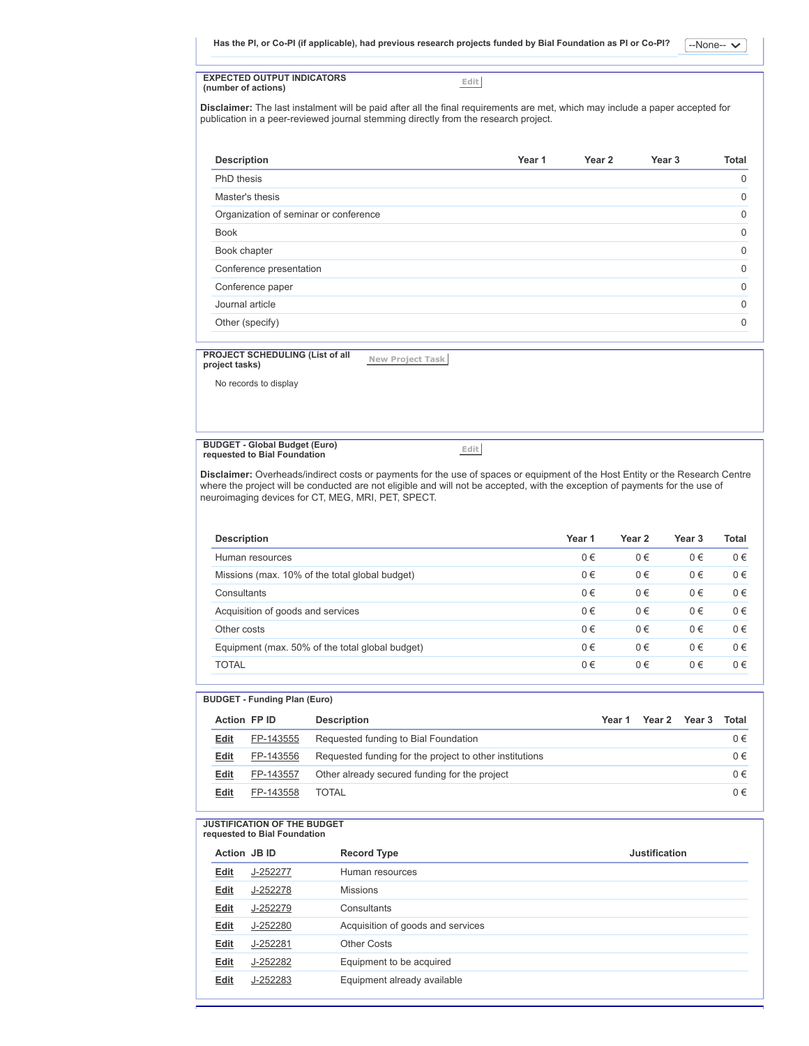**Has the PI, or Co-PI (if applicable), had previous research projects funded by Bial Foundation as PI or Co-PI?** --None--

## EXPECTED OUTPUT INDICATORS (number of actions)

Edit

**Disclaimer:** The last instalment will be paid after all the final requirements are met, which may include a paper accepted for publication in a peer-reviewed journal stemming directly from the research project.

| Description | Year 1 | Year 2 | Year 3 | Total |
|---|---|---|---|---|
| PhD thesis | | | | 0 |
| Master's thesis | | | | 0 |
| Organization of seminar or conference | | | | 0 |
| Book | | | | 0 |
| Book chapter | | | | 0 |
| Conference presentation | | | | 0 |
| Conference paper | | | | 0 |
| Journal article | | | | 0 |
| Other (specify) | | | | 0 |

## PROJECT SCHEDULING (List of all project tasks)

New Project Task

No records to display

## BUDGET - Global Budget (Euro) requested to Bial Foundation

Edit

**Disclaimer:** Overheads/indirect costs or payments for the use of spaces or equipment of the Host Entity or the Research Centre where the project will be conducted are not eligible and will not be accepted, with the exception of payments for the use of neuroimaging devices for CT, MEG, MRI, PET, SPECT.

| Description | Year 1 | Year 2 | Year 3 | Total |
|---|---|---|---|---|
| Human resources | 0 € | 0 € | 0 € | 0 € |
| Missions (max. 10% of the total global budget) | 0 € | 0 € | 0 € | 0 € |
| Consultants | 0 € | 0 € | 0 € | 0 € |
| Acquisition of goods and services | 0 € | 0 € | 0 € | 0 € |
| Other costs | 0 € | 0 € | 0 € | 0 € |
| Equipment (max. 50% of the total global budget) | 0 € | 0 € | 0 € | 0 € |
| TOTAL | 0 € | 0 € | 0 € | 0 € |

## BUDGET - Funding Plan (Euro)

| Action | FP ID | Description | Year 1 | Year 2 | Year 3 | Total |
|---|---|---|---|---|---|---|
| Edit | FP-143555 | Requested funding to Bial Foundation | | | | 0 € |
| Edit | FP-143556 | Requested funding for the project to other institutions | | | | 0 € |
| Edit | FP-143557 | Other already secured funding for the project | | | | 0 € |
| Edit | FP-143558 | TOTAL | | | | 0 € |

## JUSTIFICATION OF THE BUDGET requested to Bial Foundation

| Action | JB ID | Record Type | Justification |
|---|---|---|---|
| Edit | J-252277 | Human resources | |
| Edit | J-252278 | Missions | |
| Edit | J-252279 | Consultants | |
| Edit | J-252280 | Acquisition of goods and services | |
| Edit | J-252281 | Other Costs | |
| Edit | J-252282 | Equipment to be acquired | |
| Edit | J-252283 | Equipment already available | |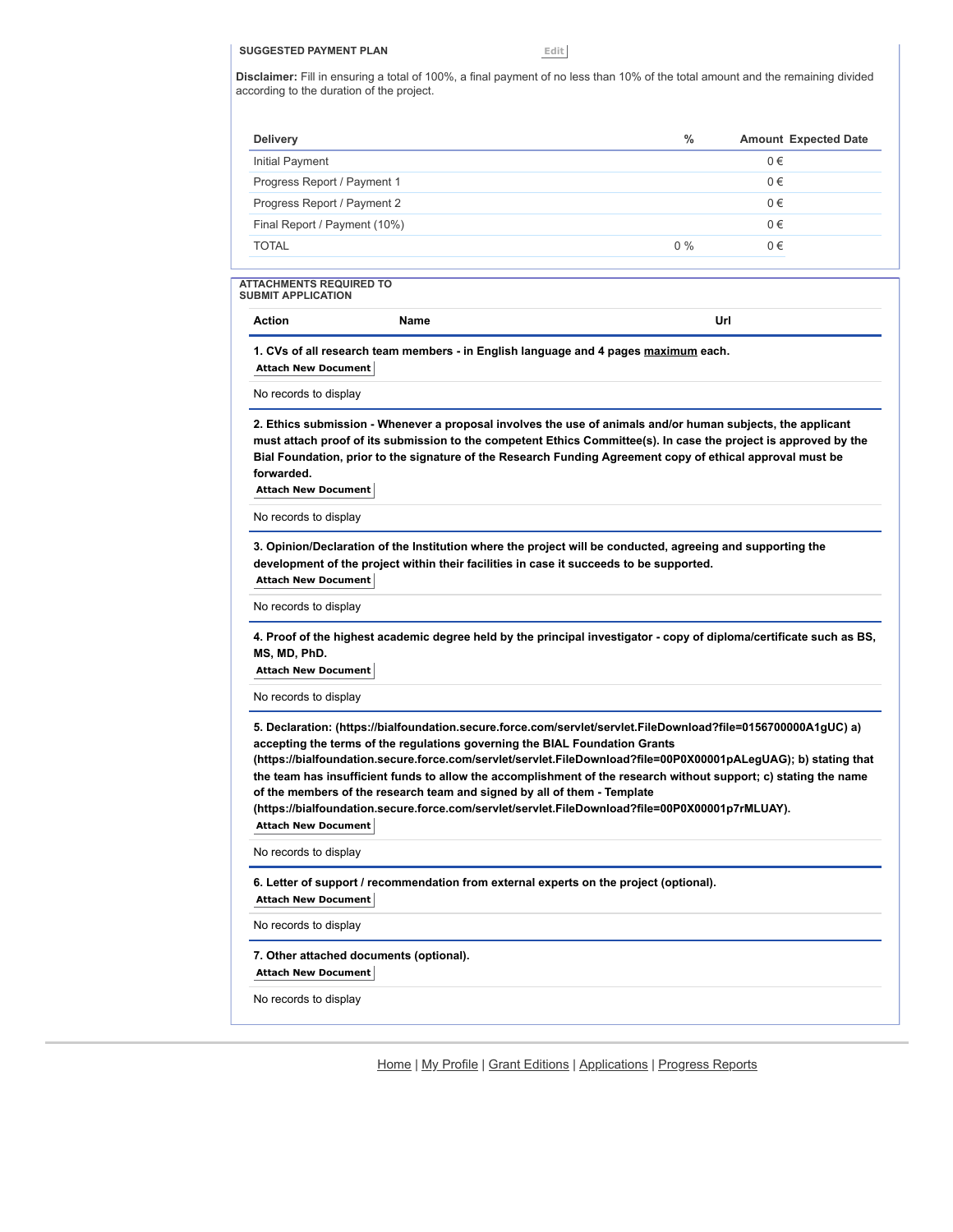**SUGGESTED PAYMENT PLAN** Edit

**Disclaimer:** Fill in ensuring a total of 100%, a final payment of no less than 10% of the total amount and the remaining divided according to the duration of the project.

| Delivery | % | Amount | Expected Date |
|---|---|---|---|
| Initial Payment | | 0 € | |
| Progress Report / Payment 1 | | 0 € | |
| Progress Report / Payment 2 | | 0 € | |
| Final Report / Payment (10%) | | 0 € | |
| TOTAL | 0 % | 0 € | |

**ATTACHMENTS REQUIRED TO SUBMIT APPLICATION**

| Action | Name | Url |
|---|---|---|

**1. CVs of all research team members - in English language and 4 pages maximum each.**

Attach New Document

No records to display

**2. Ethics submission - Whenever a proposal involves the use of animals and/or human subjects, the applicant must attach proof of its submission to the competent Ethics Committee(s). In case the project is approved by the Bial Foundation, prior to the signature of the Research Funding Agreement copy of ethical approval must be forwarded.**

Attach New Document

No records to display

**3. Opinion/Declaration of the Institution where the project will be conducted, agreeing and supporting the development of the project within their facilities in case it succeeds to be supported.**

Attach New Document

No records to display

**4. Proof of the highest academic degree held by the principal investigator - copy of diploma/certificate such as BS, MS, MD, PhD.**

Attach New Document

No records to display

**5. Declaration: (https://bialfoundation.secure.force.com/servlet/servlet.FileDownload?file=0156700000A1gUC) a) accepting the terms of the regulations governing the BIAL Foundation Grants (https://bialfoundation.secure.force.com/servlet/servlet.FileDownload?file=00P0X00001pALegUAG); b) stating that the team has insufficient funds to allow the accomplishment of the research without support; c) stating the name of the members of the research team and signed by all of them - Template (https://bialfoundation.secure.force.com/servlet/servlet.FileDownload?file=00P0X00001p7rMLUAY).**

Attach New Document

No records to display

**6. Letter of support / recommendation from external experts on the project (optional).**

Attach New Document

No records to display

**7. Other attached documents (optional).**

Attach New Document

No records to display

Home | My Profile | Grant Editions | Applications | Progress Reports